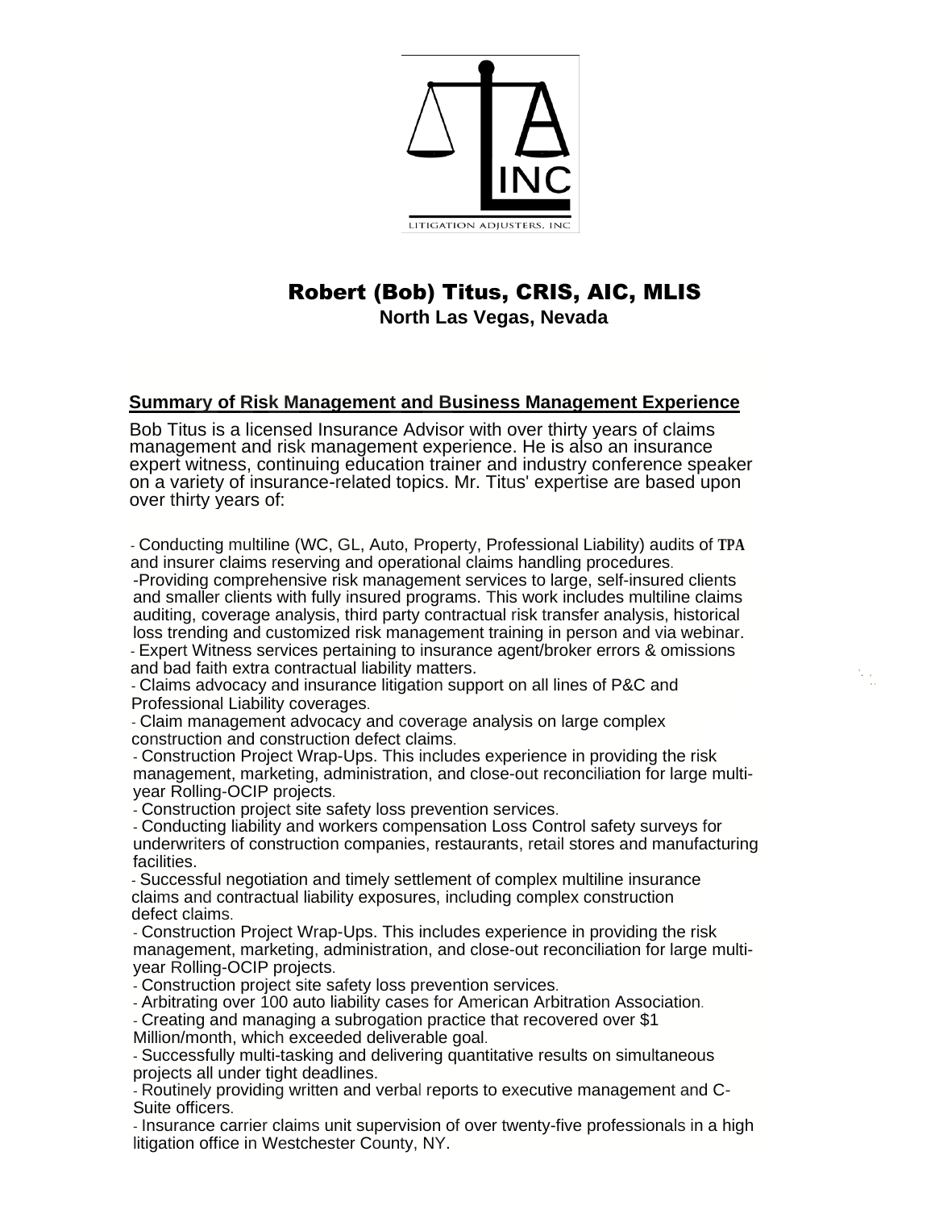# Robert (Bob) Titus, CRIS, AIC, MLIS

**North Las Vegas, Nevada**

## Summary of Risk Management and Business Management Experience

Bob Titus is a licensed Insurance Advisor with over thirty years of claims management and risk management experience. He is also an insurance expert witness, continuing education trainer and industry conference speaker on a variety of insurance-related topics. Mr. Titus' expertise are based upon over thirty years of:

- Conducting multiline (WC, GL, Auto, Property, Professional Liability) audits of TPA and insurer claims reserving and operational claims handling procedures.
- Providing comprehensive risk management services to large, self-insured clients and smaller clients with fully insured programs. This work includes multiline claims auditing, coverage analysis, third party contractual risk transfer analysis, historical loss trending and customized risk management training in person and via webinar.
- Expert Witness services pertaining to insurance agent/broker errors & omissions and bad faith extra contractual liability matters.
- Claims advocacy and insurance litigation support on all lines of P&C and Professional Liability coverages.
- Claim management advocacy and coverage analysis on large complex construction and construction defect claims.
- Construction Project Wrap-Ups. This includes experience in providing the risk management, marketing, administration, and close-out reconciliation for large multi-year Rolling-OCIP projects.
- Construction project site safety loss prevention services.
- Conducting liability and workers compensation Loss Control safety surveys for underwriters of construction companies, restaurants, retail stores and manufacturing facilities.
- Successful negotiation and timely settlement of complex multiline insurance claims and contractual liability exposures, including complex construction defect claims.
- Construction Project Wrap-Ups. This includes experience in providing the risk management, marketing, administration, and close-out reconciliation for large multi-year Rolling-OCIP projects.
- Construction project site safety loss prevention services.
- Arbitrating over 100 auto liability cases for American Arbitration Association.
- Creating and managing a subrogation practice that recovered over $1 Million/month, which exceeded deliverable goal.
- Successfully multi-tasking and delivering quantitative results on simultaneous projects all under tight deadlines.
- Routinely providing written and verbal reports to executive management and C-Suite officers.
- Insurance carrier claims unit supervision of over twenty-five professionals in a high litigation office in Westchester County, NY.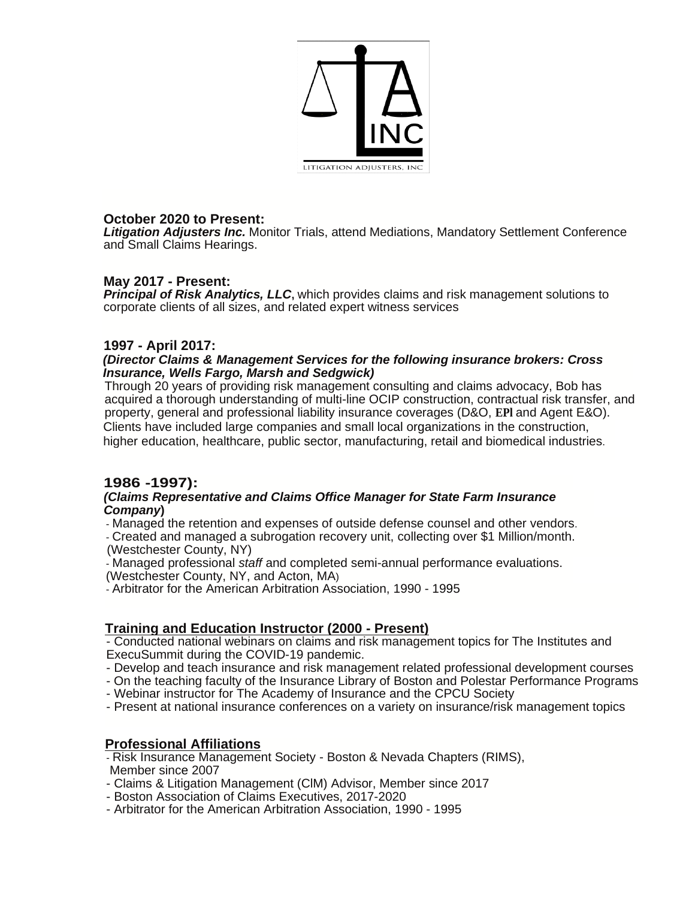**October 2020 to Present:**
***Litigation Adjusters Inc.*** Monitor Trials, attend Mediations, Mandatory Settlement Conference and Small Claims Hearings.

**May 2017 - Present:**
***Principal of Risk Analytics, LLC***, which provides claims and risk management solutions to corporate clients of all sizes, and related expert witness services

**1997 - April 2017:**
***(Director Claims & Management Services for the following insurance brokers: Cross Insurance, Wells Fargo, Marsh and Sedgwick)***

Through 20 years of providing risk management consulting and claims advocacy, Bob has acquired a thorough understanding of multi-line OCIP construction, contractual risk transfer, and property, general and professional liability insurance coverages (D&O, **EPl** and Agent E&O). Clients have included large companies and small local organizations in the construction, higher education, healthcare, public sector, manufacturing, retail and biomedical industries.

**1986 -1997):**
***(Claims Representative and Claims Office Manager for State Farm Insurance Company*)**

- Managed the retention and expenses of outside defense counsel and other vendors.
- Created and managed a subrogation recovery unit, collecting over $1 Million/month. (Westchester County, NY)
- Managed professional *staff* and completed semi-annual performance evaluations. (Westchester County, NY, and Acton, MA)
- Arbitrator for the American Arbitration Association, 1990 - 1995

## Training and Education Instructor (2000 - Present)

- Conducted national webinars on claims and risk management topics for The Institutes and ExecuSummit during the COVID-19 pandemic.
- Develop and teach insurance and risk management related professional development courses
- On the teaching faculty of the Insurance Library of Boston and Polestar Performance Programs
- Webinar instructor for The Academy of Insurance and the CPCU Society
- Present at national insurance conferences on a variety on insurance/risk management topics

## Professional Affiliations

- Risk Insurance Management Society - Boston & Nevada Chapters (RIMS), Member since 2007
- Claims & Litigation Management (ClM) Advisor, Member since 2017
- Boston Association of Claims Executives, 2017-2020
- Arbitrator for the American Arbitration Association, 1990 - 1995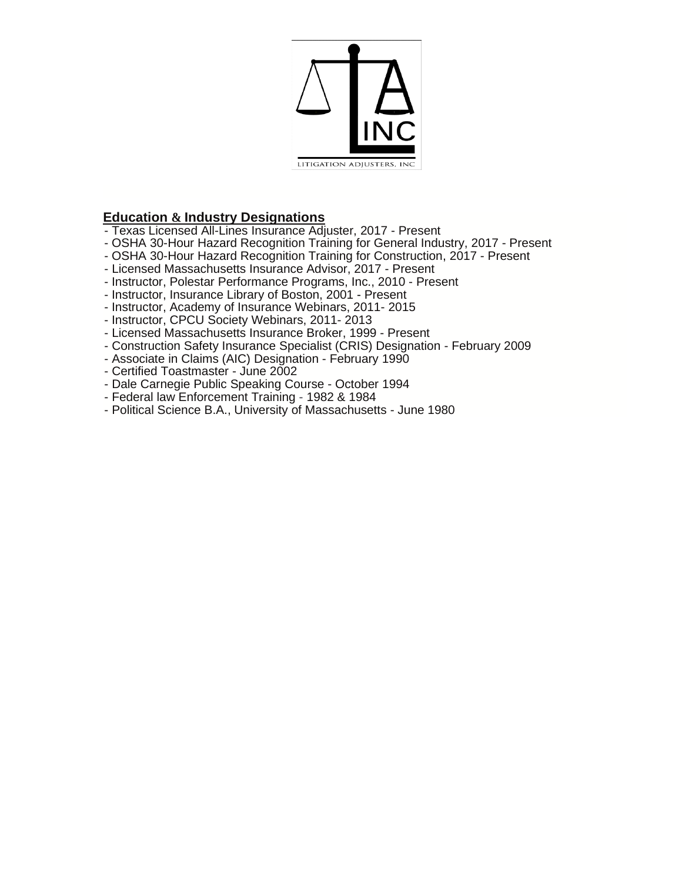## Education & Industry Designations

- Texas Licensed All-Lines Insurance Adjuster, 2017 - Present
- OSHA 30-Hour Hazard Recognition Training for General Industry, 2017 - Present
- OSHA 30-Hour Hazard Recognition Training for Construction, 2017 - Present
- Licensed Massachusetts Insurance Advisor, 2017 - Present
- Instructor, Polestar Performance Programs, Inc., 2010 - Present
- Instructor, Insurance Library of Boston, 2001 - Present
- Instructor, Academy of Insurance Webinars, 2011- 2015
- Instructor, CPCU Society Webinars, 2011- 2013
- Licensed Massachusetts Insurance Broker, 1999 - Present
- Construction Safety Insurance Specialist (CRIS) Designation - February 2009
- Associate in Claims (AIC) Designation - February 1990
- Certified Toastmaster - June 2002
- Dale Carnegie Public Speaking Course - October 1994
- Federal law Enforcement Training - 1982 & 1984
- Political Science B.A., University of Massachusetts - June 1980